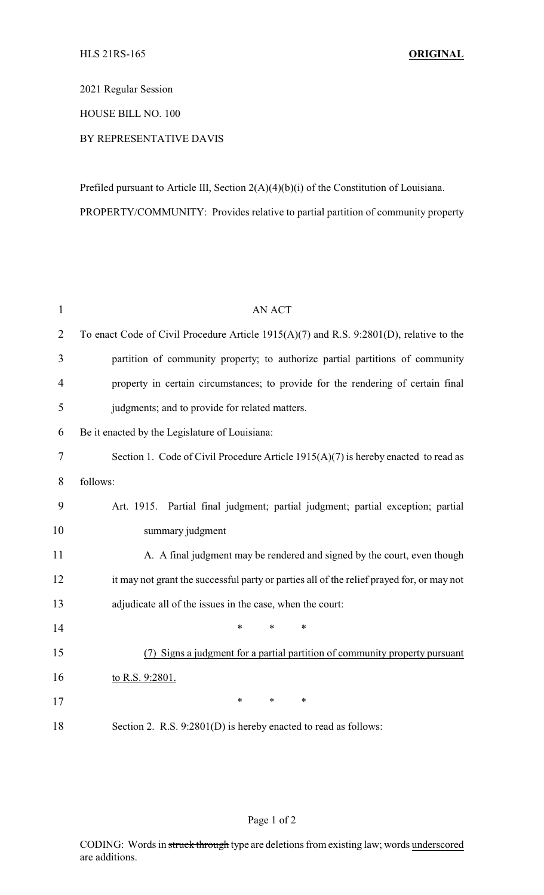HLS 21RS-165 **ORIGINAL**

2021 Regular Session

HOUSE BILL NO. 100

BY REPRESENTATIVE DAVIS

Prefiled pursuant to Article III, Section 2(A)(4)(b)(i) of the Constitution of Louisiana.

PROPERTY/COMMUNITY: Provides relative to partial partition of community property

AN ACT

To enact Code of Civil Procedure Article 1915(A)(7) and R.S. 9:2801(D), relative to the partition of community property; to authorize partial partitions of community property in certain circumstances; to provide for the rendering of certain final judgments; and to provide for related matters.

Be it enacted by the Legislature of Louisiana:

Section 1. Code of Civil Procedure Article 1915(A)(7) is hereby enacted to read as follows:

Art. 1915. Partial final judgment; partial judgment; partial exception; partial summary judgment

A. A final judgment may be rendered and signed by the court, even though it may not grant the successful party or parties all of the relief prayed for, or may not adjudicate all of the issues in the case, when the court:

\* \* \*

<u>(7) Signs a judgment for a partial partition of community property pursuant to R.S. 9:2801.</u>

\* \* \*

Section 2. R.S. 9:2801(D) is hereby enacted to read as follows:

CODING: Words in ~~struck through~~ type are deletions from existing law; words <u>underscored</u> are additions.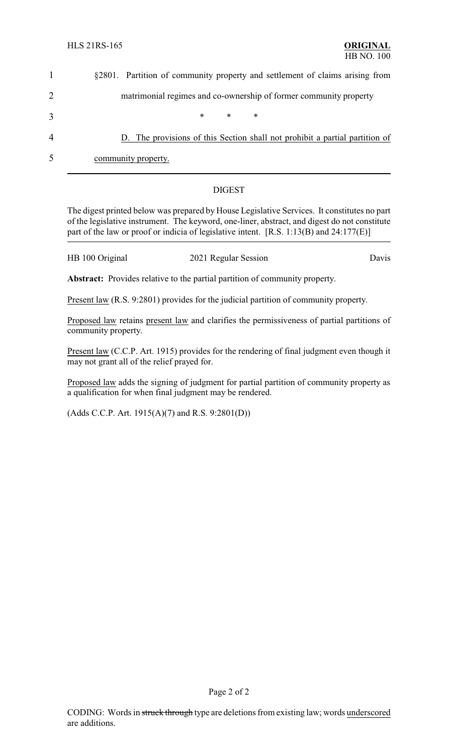1 §2801. Partition of community property and settlement of claims arising from

2 matrimonial regimes and co-ownership of former community property

3 * * *

4 D. The provisions of this Section shall not prohibit a partial partition of

5 community property.

---

## DIGEST

The digest printed below was prepared by House Legislative Services. It constitutes no part of the legislative instrument. The keyword, one-liner, abstract, and digest do not constitute part of the law or proof or indicia of legislative intent. [R.S. 1:13(B) and 24:177(E)]

---

HB 100 Original 2021 Regular Session Davis

**Abstract:** Provides relative to the partial partition of community property.

Present law (R.S. 9:2801) provides for the judicial partition of community property.

Proposed law retains present law and clarifies the permissiveness of partial partitions of community property.

Present law (C.C.P. Art. 1915) provides for the rendering of final judgment even though it may not grant all of the relief prayed for.

Proposed law adds the signing of judgment for partial partition of community property as a qualification for when final judgment may be rendered.

(Adds C.C.P. Art. 1915(A)(7) and R.S. 9:2801(D))

CODING: Words in ~~struck through~~ type are deletions from existing law; words underscored are additions.